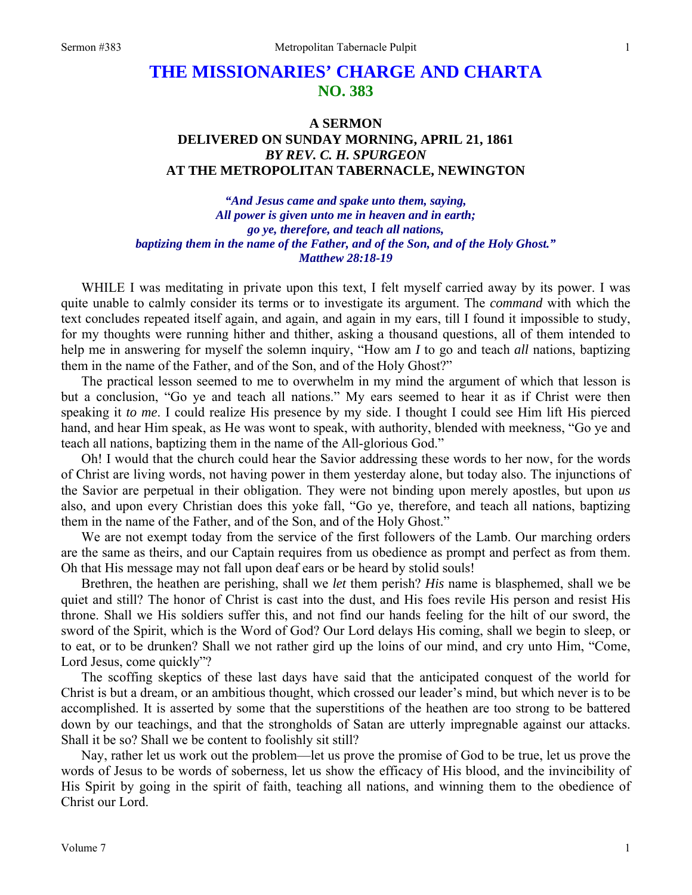# THE MISSIONARIES' CHARGE AND CHARTA
## NO. 383

### A SERMON
### DELIVERED ON SUNDAY MORNING, APRIL 21, 1861
### *BY REV. C. H. SPURGEON*
### AT THE METROPOLITAN TABERNACLE, NEWINGTON

*"And Jesus came and spake unto them, saying,*
*All power is given unto me in heaven and in earth;*
*go ye, therefore, and teach all nations,*
*baptizing them in the name of the Father, and of the Son, and of the Holy Ghost."*
*Matthew 28:18-19*

WHILE I was meditating in private upon this text, I felt myself carried away by its power. I was quite unable to calmly consider its terms or to investigate its argument. The *command* with which the text concludes repeated itself again, and again, and again in my ears, till I found it impossible to study, for my thoughts were running hither and thither, asking a thousand questions, all of them intended to help me in answering for myself the solemn inquiry, "How am *I* to go and teach *all* nations, baptizing them in the name of the Father, and of the Son, and of the Holy Ghost?"

The practical lesson seemed to me to overwhelm in my mind the argument of which that lesson is but a conclusion, "Go ye and teach all nations." My ears seemed to hear it as if Christ were then speaking it *to me*. I could realize His presence by my side. I thought I could see Him lift His pierced hand, and hear Him speak, as He was wont to speak, with authority, blended with meekness, "Go ye and teach all nations, baptizing them in the name of the All-glorious God."

Oh! I would that the church could hear the Savior addressing these words to her now, for the words of Christ are living words, not having power in them yesterday alone, but today also. The injunctions of the Savior are perpetual in their obligation. They were not binding upon merely apostles, but upon *us* also, and upon every Christian does this yoke fall, "Go ye, therefore, and teach all nations, baptizing them in the name of the Father, and of the Son, and of the Holy Ghost."

We are not exempt today from the service of the first followers of the Lamb. Our marching orders are the same as theirs, and our Captain requires from us obedience as prompt and perfect as from them. Oh that His message may not fall upon deaf ears or be heard by stolid souls!

Brethren, the heathen are perishing, shall we *let* them perish? *His* name is blasphemed, shall we be quiet and still? The honor of Christ is cast into the dust, and His foes revile His person and resist His throne. Shall we His soldiers suffer this, and not find our hands feeling for the hilt of our sword, the sword of the Spirit, which is the Word of God? Our Lord delays His coming, shall we begin to sleep, or to eat, or to be drunken? Shall we not rather gird up the loins of our mind, and cry unto Him, "Come, Lord Jesus, come quickly"?

The scoffing skeptics of these last days have said that the anticipated conquest of the world for Christ is but a dream, or an ambitious thought, which crossed our leader's mind, but which never is to be accomplished. It is asserted by some that the superstitions of the heathen are too strong to be battered down by our teachings, and that the strongholds of Satan are utterly impregnable against our attacks. Shall it be so? Shall we be content to foolishly sit still?

Nay, rather let us work out the problem—let us prove the promise of God to be true, let us prove the words of Jesus to be words of soberness, let us show the efficacy of His blood, and the invincibility of His Spirit by going in the spirit of faith, teaching all nations, and winning them to the obedience of Christ our Lord.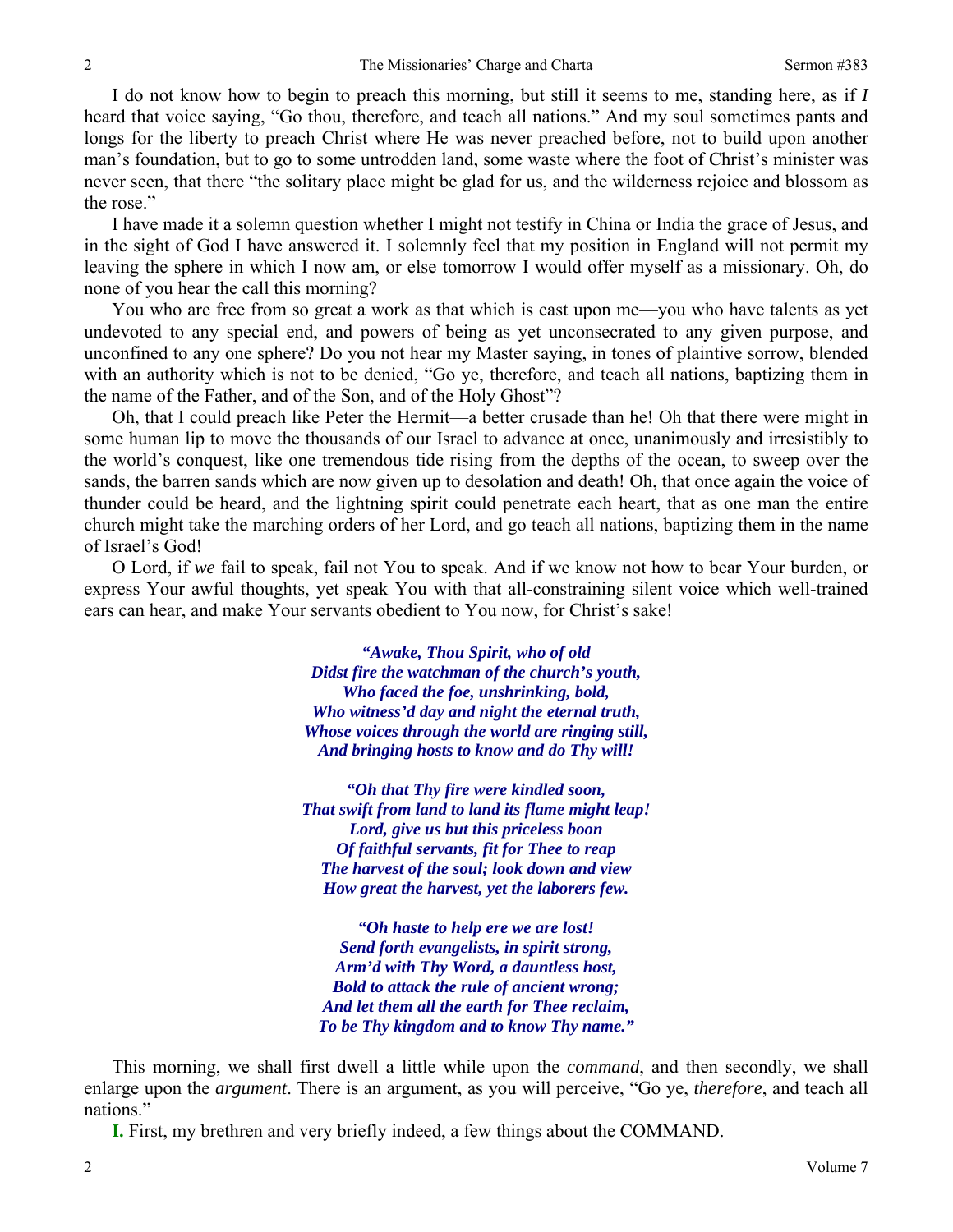I do not know how to begin to preach this morning, but still it seems to me, standing here, as if *I* heard that voice saying, "Go thou, therefore, and teach all nations." And my soul sometimes pants and longs for the liberty to preach Christ where He was never preached before, not to build upon another man's foundation, but to go to some untrodden land, some waste where the foot of Christ's minister was never seen, that there "the solitary place might be glad for us, and the wilderness rejoice and blossom as the rose."

I have made it a solemn question whether I might not testify in China or India the grace of Jesus, and in the sight of God I have answered it. I solemnly feel that my position in England will not permit my leaving the sphere in which I now am, or else tomorrow I would offer myself as a missionary. Oh, do none of you hear the call this morning?

You who are free from so great a work as that which is cast upon me—you who have talents as yet undevoted to any special end, and powers of being as yet unconsecrated to any given purpose, and unconfined to any one sphere? Do you not hear my Master saying, in tones of plaintive sorrow, blended with an authority which is not to be denied, "Go ye, therefore, and teach all nations, baptizing them in the name of the Father, and of the Son, and of the Holy Ghost"?

Oh, that I could preach like Peter the Hermit—a better crusade than he! Oh that there were might in some human lip to move the thousands of our Israel to advance at once, unanimously and irresistibly to the world's conquest, like one tremendous tide rising from the depths of the ocean, to sweep over the sands, the barren sands which are now given up to desolation and death! Oh, that once again the voice of thunder could be heard, and the lightning spirit could penetrate each heart, that as one man the entire church might take the marching orders of her Lord, and go teach all nations, baptizing them in the name of Israel's God!

O Lord, if *we* fail to speak, fail not You to speak. And if we know not how to bear Your burden, or express Your awful thoughts, yet speak You with that all-constraining silent voice which well-trained ears can hear, and make Your servants obedient to You now, for Christ's sake!

> ***"Awake, Thou Spirit, who of old***
> ***Didst fire the watchman of the church's youth,***
> ***Who faced the foe, unshrinking, bold,***
> ***Who witness'd day and night the eternal truth,***
> ***Whose voices through the world are ringing still,***
> ***And bringing hosts to know and do Thy will!***
>
> ***"Oh that Thy fire were kindled soon,***
> ***That swift from land to land its flame might leap!***
> ***Lord, give us but this priceless boon***
> ***Of faithful servants, fit for Thee to reap***
> ***The harvest of the soul; look down and view***
> ***How great the harvest, yet the laborers few.***
>
> ***"Oh haste to help ere we are lost!***
> ***Send forth evangelists, in spirit strong,***
> ***Arm'd with Thy Word, a dauntless host,***
> ***Bold to attack the rule of ancient wrong;***
> ***And let them all the earth for Thee reclaim,***
> ***To be Thy kingdom and to know Thy name."***

This morning, we shall first dwell a little while upon the *command*, and then secondly, we shall enlarge upon the *argument*. There is an argument, as you will perceive, "Go ye, *therefore*, and teach all nations."

**I.** First, my brethren and very briefly indeed, a few things about the COMMAND.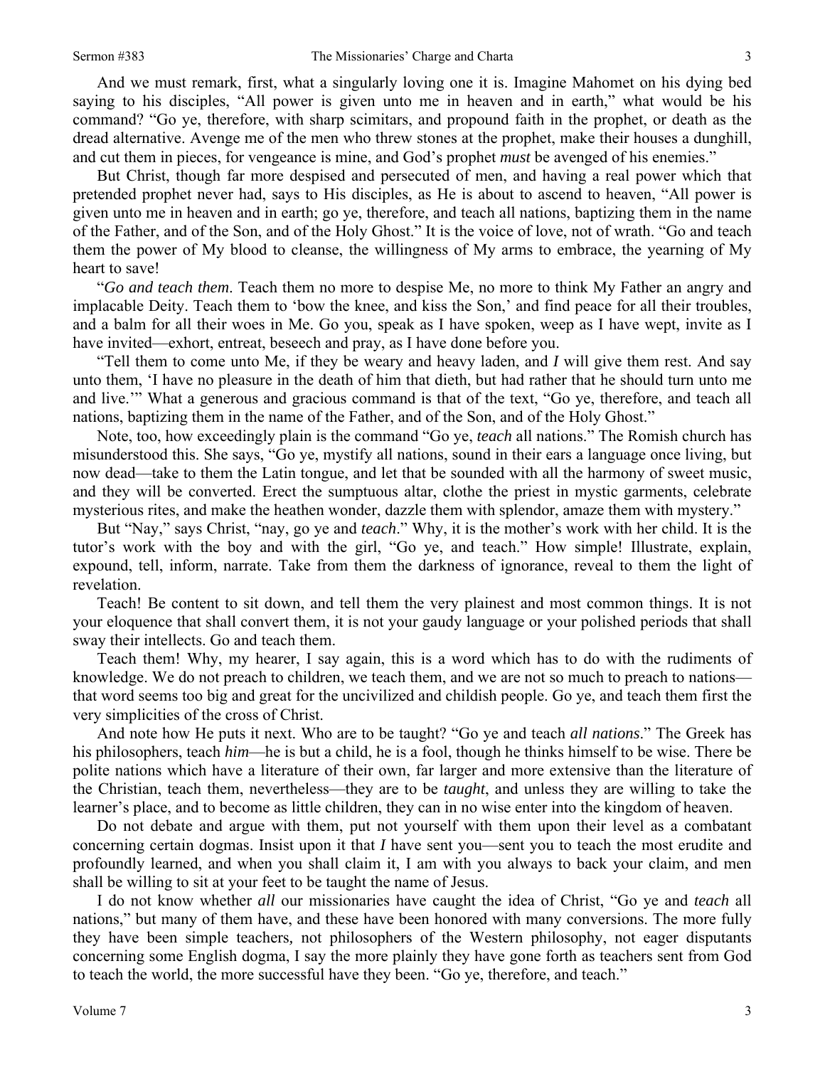And we must remark, first, what a singularly loving one it is. Imagine Mahomet on his dying bed saying to his disciples, "All power is given unto me in heaven and in earth," what would be his command? "Go ye, therefore, with sharp scimitars, and propound faith in the prophet, or death as the dread alternative. Avenge me of the men who threw stones at the prophet, make their houses a dunghill, and cut them in pieces, for vengeance is mine, and God's prophet *must* be avenged of his enemies."

But Christ, though far more despised and persecuted of men, and having a real power which that pretended prophet never had, says to His disciples, as He is about to ascend to heaven, "All power is given unto me in heaven and in earth; go ye, therefore, and teach all nations, baptizing them in the name of the Father, and of the Son, and of the Holy Ghost." It is the voice of love, not of wrath. "Go and teach them the power of My blood to cleanse, the willingness of My arms to embrace, the yearning of My heart to save!

"*Go and teach them*. Teach them no more to despise Me, no more to think My Father an angry and implacable Deity. Teach them to 'bow the knee, and kiss the Son,' and find peace for all their troubles, and a balm for all their woes in Me. Go you, speak as I have spoken, weep as I have wept, invite as I have invited—exhort, entreat, beseech and pray, as I have done before you.

"Tell them to come unto Me, if they be weary and heavy laden, and *I* will give them rest. And say unto them, 'I have no pleasure in the death of him that dieth, but had rather that he should turn unto me and live.'" What a generous and gracious command is that of the text, "Go ye, therefore, and teach all nations, baptizing them in the name of the Father, and of the Son, and of the Holy Ghost."

Note, too, how exceedingly plain is the command "Go ye, *teach* all nations." The Romish church has misunderstood this. She says, "Go ye, mystify all nations, sound in their ears a language once living, but now dead—take to them the Latin tongue, and let that be sounded with all the harmony of sweet music, and they will be converted. Erect the sumptuous altar, clothe the priest in mystic garments, celebrate mysterious rites, and make the heathen wonder, dazzle them with splendor, amaze them with mystery."

But "Nay," says Christ, "nay, go ye and *teach*." Why, it is the mother's work with her child. It is the tutor's work with the boy and with the girl, "Go ye, and teach." How simple! Illustrate, explain, expound, tell, inform, narrate. Take from them the darkness of ignorance, reveal to them the light of revelation.

Teach! Be content to sit down, and tell them the very plainest and most common things. It is not your eloquence that shall convert them, it is not your gaudy language or your polished periods that shall sway their intellects. Go and teach them.

Teach them! Why, my hearer, I say again, this is a word which has to do with the rudiments of knowledge. We do not preach to children, we teach them, and we are not so much to preach to nations—that word seems too big and great for the uncivilized and childish people. Go ye, and teach them first the very simplicities of the cross of Christ.

And note how He puts it next. Who are to be taught? "Go ye and teach *all nations*." The Greek has his philosophers, teach *him*—he is but a child, he is a fool, though he thinks himself to be wise. There be polite nations which have a literature of their own, far larger and more extensive than the literature of the Christian, teach them, nevertheless—they are to be *taught*, and unless they are willing to take the learner's place, and to become as little children, they can in no wise enter into the kingdom of heaven.

Do not debate and argue with them, put not yourself with them upon their level as a combatant concerning certain dogmas. Insist upon it that *I* have sent you—sent you to teach the most erudite and profoundly learned, and when you shall claim it, I am with you always to back your claim, and men shall be willing to sit at your feet to be taught the name of Jesus.

I do not know whether *all* our missionaries have caught the idea of Christ, "Go ye and *teach* all nations," but many of them have, and these have been honored with many conversions. The more fully they have been simple teachers, not philosophers of the Western philosophy, not eager disputants concerning some English dogma, I say the more plainly they have gone forth as teachers sent from God to teach the world, the more successful have they been. "Go ye, therefore, and teach."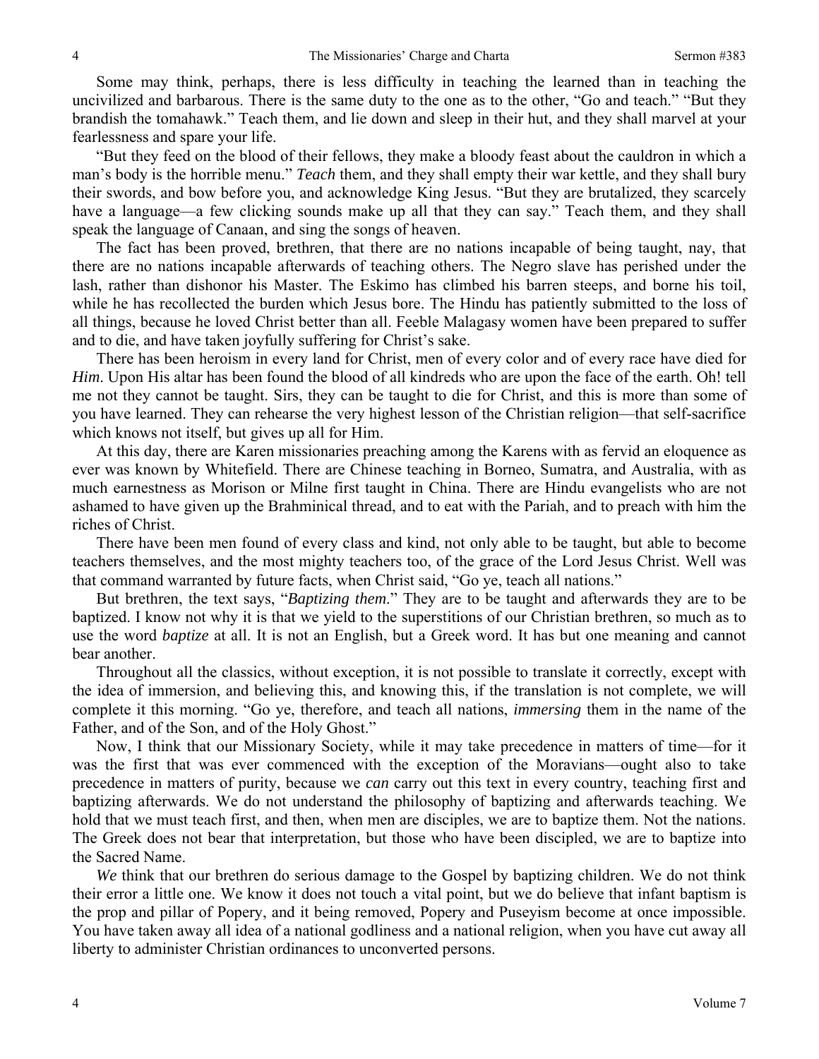Some may think, perhaps, there is less difficulty in teaching the learned than in teaching the uncivilized and barbarous. There is the same duty to the one as to the other, "Go and teach." "But they brandish the tomahawk." Teach them, and lie down and sleep in their hut, and they shall marvel at your fearlessness and spare your life.

"But they feed on the blood of their fellows, they make a bloody feast about the cauldron in which a man's body is the horrible menu." *Teach* them, and they shall empty their war kettle, and they shall bury their swords, and bow before you, and acknowledge King Jesus. "But they are brutalized, they scarcely have a language—a few clicking sounds make up all that they can say." Teach them, and they shall speak the language of Canaan, and sing the songs of heaven.

The fact has been proved, brethren, that there are no nations incapable of being taught, nay, that there are no nations incapable afterwards of teaching others. The Negro slave has perished under the lash, rather than dishonor his Master. The Eskimo has climbed his barren steeps, and borne his toil, while he has recollected the burden which Jesus bore. The Hindu has patiently submitted to the loss of all things, because he loved Christ better than all. Feeble Malagasy women have been prepared to suffer and to die, and have taken joyfully suffering for Christ's sake.

There has been heroism in every land for Christ, men of every color and of every race have died for *Him*. Upon His altar has been found the blood of all kindreds who are upon the face of the earth. Oh! tell me not they cannot be taught. Sirs, they can be taught to die for Christ, and this is more than some of you have learned. They can rehearse the very highest lesson of the Christian religion—that self-sacrifice which knows not itself, but gives up all for Him.

At this day, there are Karen missionaries preaching among the Karens with as fervid an eloquence as ever was known by Whitefield. There are Chinese teaching in Borneo, Sumatra, and Australia, with as much earnestness as Morison or Milne first taught in China. There are Hindu evangelists who are not ashamed to have given up the Brahminical thread, and to eat with the Pariah, and to preach with him the riches of Christ.

There have been men found of every class and kind, not only able to be taught, but able to become teachers themselves, and the most mighty teachers too, of the grace of the Lord Jesus Christ. Well was that command warranted by future facts, when Christ said, "Go ye, teach all nations."

But brethren, the text says, "*Baptizing them*." They are to be taught and afterwards they are to be baptized. I know not why it is that we yield to the superstitions of our Christian brethren, so much as to use the word *baptize* at all. It is not an English, but a Greek word. It has but one meaning and cannot bear another.

Throughout all the classics, without exception, it is not possible to translate it correctly, except with the idea of immersion, and believing this, and knowing this, if the translation is not complete, we will complete it this morning. "Go ye, therefore, and teach all nations, *immersing* them in the name of the Father, and of the Son, and of the Holy Ghost."

Now, I think that our Missionary Society, while it may take precedence in matters of time—for it was the first that was ever commenced with the exception of the Moravians—ought also to take precedence in matters of purity, because we *can* carry out this text in every country, teaching first and baptizing afterwards. We do not understand the philosophy of baptizing and afterwards teaching. We hold that we must teach first, and then, when men are disciples, we are to baptize them. Not the nations. The Greek does not bear that interpretation, but those who have been discipled, we are to baptize into the Sacred Name.

*We* think that our brethren do serious damage to the Gospel by baptizing children. We do not think their error a little one. We know it does not touch a vital point, but we do believe that infant baptism is the prop and pillar of Popery, and it being removed, Popery and Puseyism become at once impossible. You have taken away all idea of a national godliness and a national religion, when you have cut away all liberty to administer Christian ordinances to unconverted persons.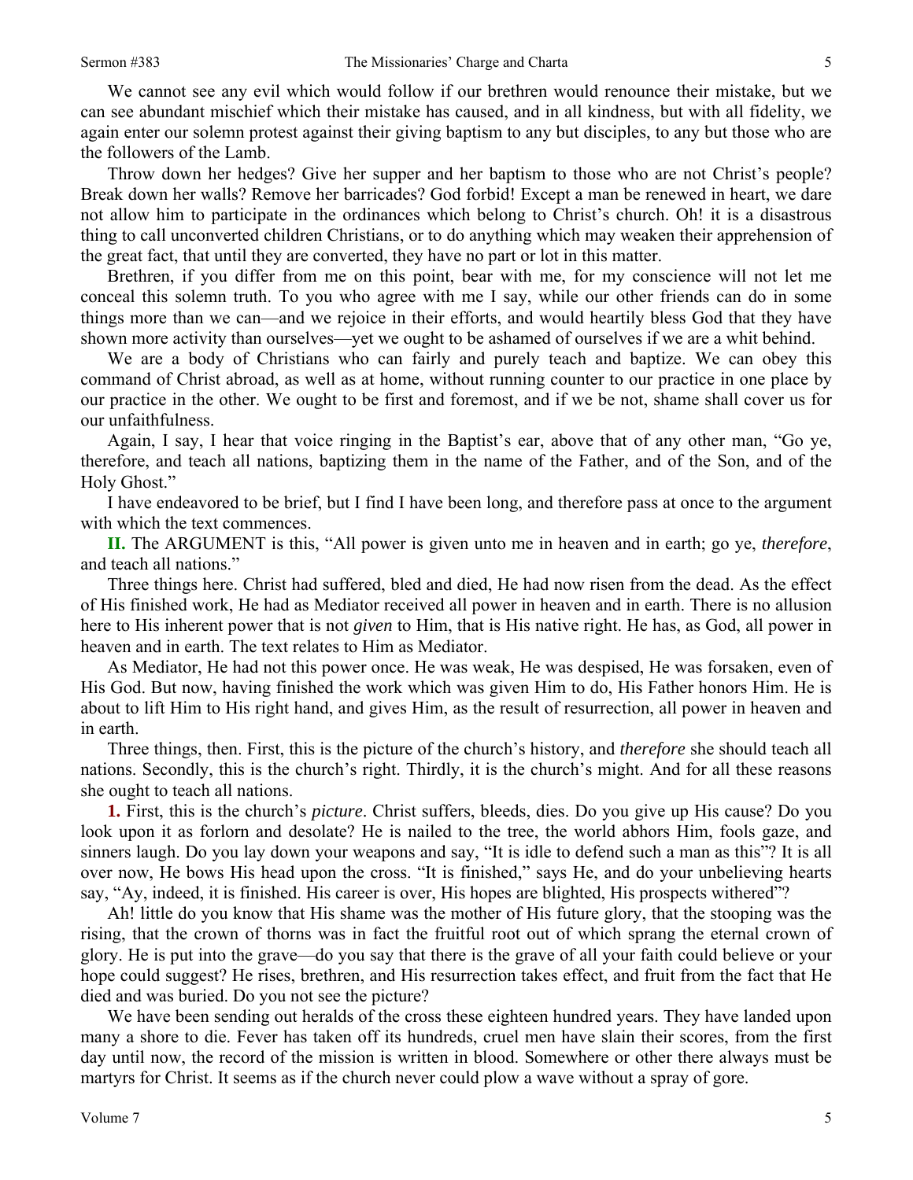We cannot see any evil which would follow if our brethren would renounce their mistake, but we can see abundant mischief which their mistake has caused, and in all kindness, but with all fidelity, we again enter our solemn protest against their giving baptism to any but disciples, to any but those who are the followers of the Lamb.

Throw down her hedges? Give her supper and her baptism to those who are not Christ's people? Break down her walls? Remove her barricades? God forbid! Except a man be renewed in heart, we dare not allow him to participate in the ordinances which belong to Christ's church. Oh! it is a disastrous thing to call unconverted children Christians, or to do anything which may weaken their apprehension of the great fact, that until they are converted, they have no part or lot in this matter.

Brethren, if you differ from me on this point, bear with me, for my conscience will not let me conceal this solemn truth. To you who agree with me I say, while our other friends can do in some things more than we can—and we rejoice in their efforts, and would heartily bless God that they have shown more activity than ourselves—yet we ought to be ashamed of ourselves if we are a whit behind.

We are a body of Christians who can fairly and purely teach and baptize. We can obey this command of Christ abroad, as well as at home, without running counter to our practice in one place by our practice in the other. We ought to be first and foremost, and if we be not, shame shall cover us for our unfaithfulness.

Again, I say, I hear that voice ringing in the Baptist's ear, above that of any other man, "Go ye, therefore, and teach all nations, baptizing them in the name of the Father, and of the Son, and of the Holy Ghost."

I have endeavored to be brief, but I find I have been long, and therefore pass at once to the argument with which the text commences.

**II.** The ARGUMENT is this, "All power is given unto me in heaven and in earth; go ye, *therefore*, and teach all nations."

Three things here. Christ had suffered, bled and died, He had now risen from the dead. As the effect of His finished work, He had as Mediator received all power in heaven and in earth. There is no allusion here to His inherent power that is not *given* to Him, that is His native right. He has, as God, all power in heaven and in earth. The text relates to Him as Mediator.

As Mediator, He had not this power once. He was weak, He was despised, He was forsaken, even of His God. But now, having finished the work which was given Him to do, His Father honors Him. He is about to lift Him to His right hand, and gives Him, as the result of resurrection, all power in heaven and in earth.

Three things, then. First, this is the picture of the church's history, and *therefore* she should teach all nations. Secondly, this is the church's right. Thirdly, it is the church's might. And for all these reasons she ought to teach all nations.

**1.** First, this is the church's *picture*. Christ suffers, bleeds, dies. Do you give up His cause? Do you look upon it as forlorn and desolate? He is nailed to the tree, the world abhors Him, fools gaze, and sinners laugh. Do you lay down your weapons and say, "It is idle to defend such a man as this"? It is all over now, He bows His head upon the cross. "It is finished," says He, and do your unbelieving hearts say, "Ay, indeed, it is finished. His career is over, His hopes are blighted, His prospects withered"?

Ah! little do you know that His shame was the mother of His future glory, that the stooping was the rising, that the crown of thorns was in fact the fruitful root out of which sprang the eternal crown of glory. He is put into the grave—do you say that there is the grave of all your faith could believe or your hope could suggest? He rises, brethren, and His resurrection takes effect, and fruit from the fact that He died and was buried. Do you not see the picture?

We have been sending out heralds of the cross these eighteen hundred years. They have landed upon many a shore to die. Fever has taken off its hundreds, cruel men have slain their scores, from the first day until now, the record of the mission is written in blood. Somewhere or other there always must be martyrs for Christ. It seems as if the church never could plow a wave without a spray of gore.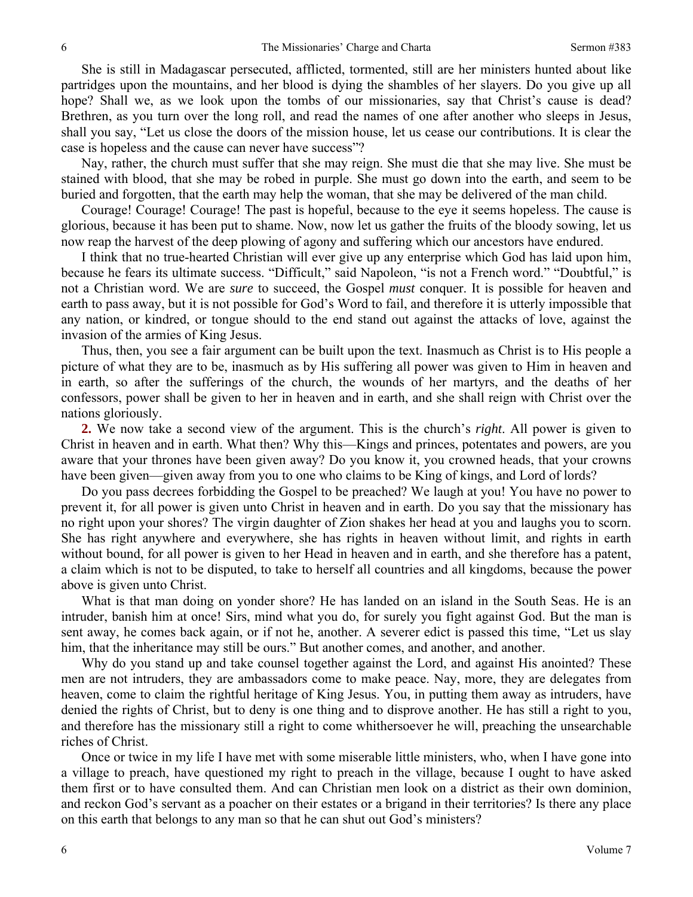She is still in Madagascar persecuted, afflicted, tormented, still are her ministers hunted about like partridges upon the mountains, and her blood is dying the shambles of her slayers. Do you give up all hope? Shall we, as we look upon the tombs of our missionaries, say that Christ's cause is dead? Brethren, as you turn over the long roll, and read the names of one after another who sleeps in Jesus, shall you say, "Let us close the doors of the mission house, let us cease our contributions. It is clear the case is hopeless and the cause can never have success"?

Nay, rather, the church must suffer that she may reign. She must die that she may live. She must be stained with blood, that she may be robed in purple. She must go down into the earth, and seem to be buried and forgotten, that the earth may help the woman, that she may be delivered of the man child.

Courage! Courage! Courage! The past is hopeful, because to the eye it seems hopeless. The cause is glorious, because it has been put to shame. Now, now let us gather the fruits of the bloody sowing, let us now reap the harvest of the deep plowing of agony and suffering which our ancestors have endured.

I think that no true-hearted Christian will ever give up any enterprise which God has laid upon him, because he fears its ultimate success. "Difficult," said Napoleon, "is not a French word." "Doubtful," is not a Christian word. We are *sure* to succeed, the Gospel *must* conquer. It is possible for heaven and earth to pass away, but it is not possible for God's Word to fail, and therefore it is utterly impossible that any nation, or kindred, or tongue should to the end stand out against the attacks of love, against the invasion of the armies of King Jesus.

Thus, then, you see a fair argument can be built upon the text. Inasmuch as Christ is to His people a picture of what they are to be, inasmuch as by His suffering all power was given to Him in heaven and in earth, so after the sufferings of the church, the wounds of her martyrs, and the deaths of her confessors, power shall be given to her in heaven and in earth, and she shall reign with Christ over the nations gloriously.

**2.** We now take a second view of the argument. This is the church's *right*. All power is given to Christ in heaven and in earth. What then? Why this—Kings and princes, potentates and powers, are you aware that your thrones have been given away? Do you know it, you crowned heads, that your crowns have been given—given away from you to one who claims to be King of kings, and Lord of lords?

Do you pass decrees forbidding the Gospel to be preached? We laugh at you! You have no power to prevent it, for all power is given unto Christ in heaven and in earth. Do you say that the missionary has no right upon your shores? The virgin daughter of Zion shakes her head at you and laughs you to scorn. She has right anywhere and everywhere, she has rights in heaven without limit, and rights in earth without bound, for all power is given to her Head in heaven and in earth, and she therefore has a patent, a claim which is not to be disputed, to take to herself all countries and all kingdoms, because the power above is given unto Christ.

What is that man doing on yonder shore? He has landed on an island in the South Seas. He is an intruder, banish him at once! Sirs, mind what you do, for surely you fight against God. But the man is sent away, he comes back again, or if not he, another. A severer edict is passed this time, "Let us slay him, that the inheritance may still be ours." But another comes, and another, and another.

Why do you stand up and take counsel together against the Lord, and against His anointed? These men are not intruders, they are ambassadors come to make peace. Nay, more, they are delegates from heaven, come to claim the rightful heritage of King Jesus. You, in putting them away as intruders, have denied the rights of Christ, but to deny is one thing and to disprove another. He has still a right to you, and therefore has the missionary still a right to come whithersoever he will, preaching the unsearchable riches of Christ.

Once or twice in my life I have met with some miserable little ministers, who, when I have gone into a village to preach, have questioned my right to preach in the village, because I ought to have asked them first or to have consulted them. And can Christian men look on a district as their own dominion, and reckon God's servant as a poacher on their estates or a brigand in their territories? Is there any place on this earth that belongs to any man so that he can shut out God's ministers?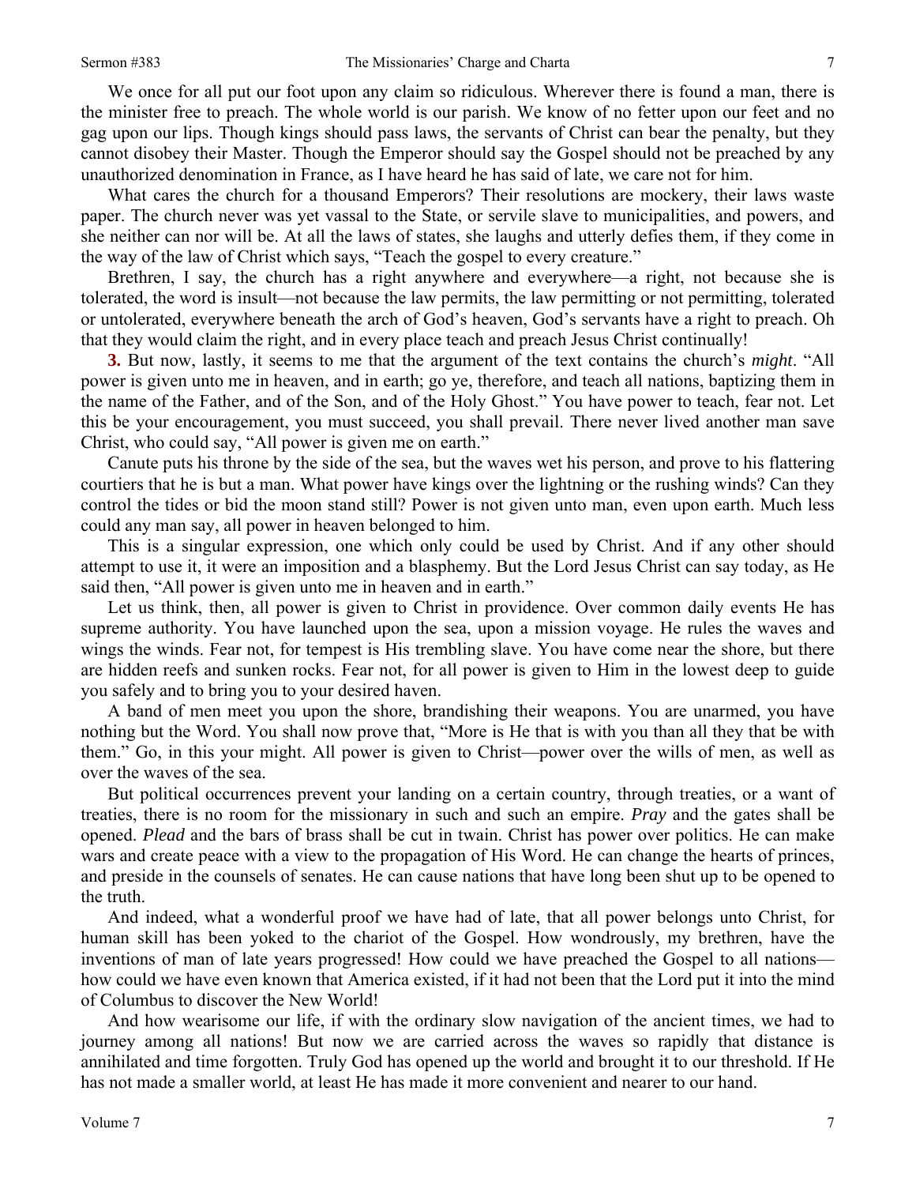We once for all put our foot upon any claim so ridiculous. Wherever there is found a man, there is the minister free to preach. The whole world is our parish. We know of no fetter upon our feet and no gag upon our lips. Though kings should pass laws, the servants of Christ can bear the penalty, but they cannot disobey their Master. Though the Emperor should say the Gospel should not be preached by any unauthorized denomination in France, as I have heard he has said of late, we care not for him.

What cares the church for a thousand Emperors? Their resolutions are mockery, their laws waste paper. The church never was yet vassal to the State, or servile slave to municipalities, and powers, and she neither can nor will be. At all the laws of states, she laughs and utterly defies them, if they come in the way of the law of Christ which says, "Teach the gospel to every creature."

Brethren, I say, the church has a right anywhere and everywhere—a right, not because she is tolerated, the word is insult—not because the law permits, the law permitting or not permitting, tolerated or untolerated, everywhere beneath the arch of God's heaven, God's servants have a right to preach. Oh that they would claim the right, and in every place teach and preach Jesus Christ continually!

**3.** But now, lastly, it seems to me that the argument of the text contains the church's *might*. "All power is given unto me in heaven, and in earth; go ye, therefore, and teach all nations, baptizing them in the name of the Father, and of the Son, and of the Holy Ghost." You have power to teach, fear not. Let this be your encouragement, you must succeed, you shall prevail. There never lived another man save Christ, who could say, "All power is given me on earth."

Canute puts his throne by the side of the sea, but the waves wet his person, and prove to his flattering courtiers that he is but a man. What power have kings over the lightning or the rushing winds? Can they control the tides or bid the moon stand still? Power is not given unto man, even upon earth. Much less could any man say, all power in heaven belonged to him.

This is a singular expression, one which only could be used by Christ. And if any other should attempt to use it, it were an imposition and a blasphemy. But the Lord Jesus Christ can say today, as He said then, "All power is given unto me in heaven and in earth."

Let us think, then, all power is given to Christ in providence. Over common daily events He has supreme authority. You have launched upon the sea, upon a mission voyage. He rules the waves and wings the winds. Fear not, for tempest is His trembling slave. You have come near the shore, but there are hidden reefs and sunken rocks. Fear not, for all power is given to Him in the lowest deep to guide you safely and to bring you to your desired haven.

A band of men meet you upon the shore, brandishing their weapons. You are unarmed, you have nothing but the Word. You shall now prove that, "More is He that is with you than all they that be with them." Go, in this your might. All power is given to Christ—power over the wills of men, as well as over the waves of the sea.

But political occurrences prevent your landing on a certain country, through treaties, or a want of treaties, there is no room for the missionary in such and such an empire. *Pray* and the gates shall be opened. *Plead* and the bars of brass shall be cut in twain. Christ has power over politics. He can make wars and create peace with a view to the propagation of His Word. He can change the hearts of princes, and preside in the counsels of senates. He can cause nations that have long been shut up to be opened to the truth.

And indeed, what a wonderful proof we have had of late, that all power belongs unto Christ, for human skill has been yoked to the chariot of the Gospel. How wondrously, my brethren, have the inventions of man of late years progressed! How could we have preached the Gospel to all nations—how could we have even known that America existed, if it had not been that the Lord put it into the mind of Columbus to discover the New World!

And how wearisome our life, if with the ordinary slow navigation of the ancient times, we had to journey among all nations! But now we are carried across the waves so rapidly that distance is annihilated and time forgotten. Truly God has opened up the world and brought it to our threshold. If He has not made a smaller world, at least He has made it more convenient and nearer to our hand.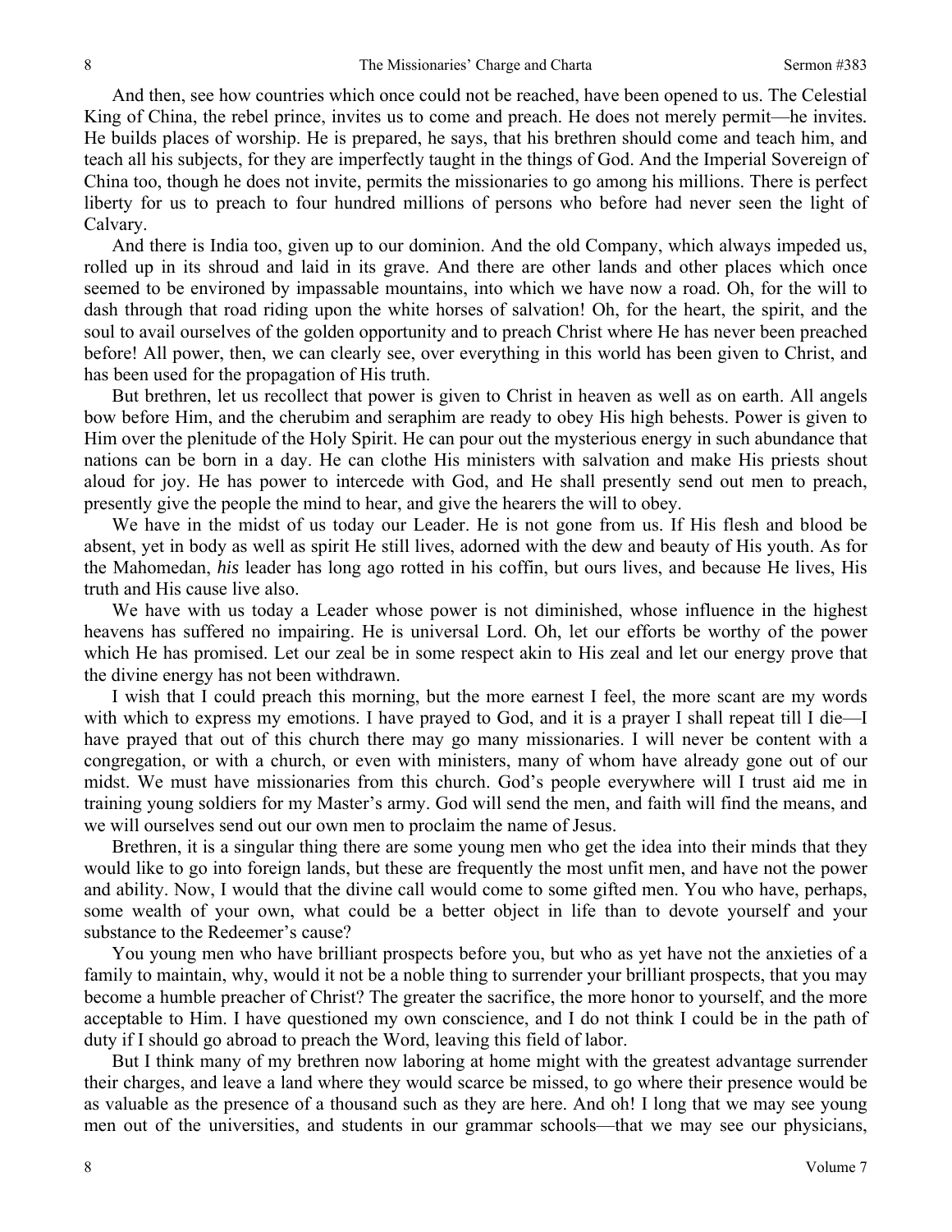And then, see how countries which once could not be reached, have been opened to us. The Celestial King of China, the rebel prince, invites us to come and preach. He does not merely permit—he invites. He builds places of worship. He is prepared, he says, that his brethren should come and teach him, and teach all his subjects, for they are imperfectly taught in the things of God. And the Imperial Sovereign of China too, though he does not invite, permits the missionaries to go among his millions. There is perfect liberty for us to preach to four hundred millions of persons who before had never seen the light of Calvary.

And there is India too, given up to our dominion. And the old Company, which always impeded us, rolled up in its shroud and laid in its grave. And there are other lands and other places which once seemed to be environed by impassable mountains, into which we have now a road. Oh, for the will to dash through that road riding upon the white horses of salvation! Oh, for the heart, the spirit, and the soul to avail ourselves of the golden opportunity and to preach Christ where He has never been preached before! All power, then, we can clearly see, over everything in this world has been given to Christ, and has been used for the propagation of His truth.

But brethren, let us recollect that power is given to Christ in heaven as well as on earth. All angels bow before Him, and the cherubim and seraphim are ready to obey His high behests. Power is given to Him over the plenitude of the Holy Spirit. He can pour out the mysterious energy in such abundance that nations can be born in a day. He can clothe His ministers with salvation and make His priests shout aloud for joy. He has power to intercede with God, and He shall presently send out men to preach, presently give the people the mind to hear, and give the hearers the will to obey.

We have in the midst of us today our Leader. He is not gone from us. If His flesh and blood be absent, yet in body as well as spirit He still lives, adorned with the dew and beauty of His youth. As for the Mahomedan, *his* leader has long ago rotted in his coffin, but ours lives, and because He lives, His truth and His cause live also.

We have with us today a Leader whose power is not diminished, whose influence in the highest heavens has suffered no impairing. He is universal Lord. Oh, let our efforts be worthy of the power which He has promised. Let our zeal be in some respect akin to His zeal and let our energy prove that the divine energy has not been withdrawn.

I wish that I could preach this morning, but the more earnest I feel, the more scant are my words with which to express my emotions. I have prayed to God, and it is a prayer I shall repeat till I die—I have prayed that out of this church there may go many missionaries. I will never be content with a congregation, or with a church, or even with ministers, many of whom have already gone out of our midst. We must have missionaries from this church. God's people everywhere will I trust aid me in training young soldiers for my Master's army. God will send the men, and faith will find the means, and we will ourselves send out our own men to proclaim the name of Jesus.

Brethren, it is a singular thing there are some young men who get the idea into their minds that they would like to go into foreign lands, but these are frequently the most unfit men, and have not the power and ability. Now, I would that the divine call would come to some gifted men. You who have, perhaps, some wealth of your own, what could be a better object in life than to devote yourself and your substance to the Redeemer's cause?

You young men who have brilliant prospects before you, but who as yet have not the anxieties of a family to maintain, why, would it not be a noble thing to surrender your brilliant prospects, that you may become a humble preacher of Christ? The greater the sacrifice, the more honor to yourself, and the more acceptable to Him. I have questioned my own conscience, and I do not think I could be in the path of duty if I should go abroad to preach the Word, leaving this field of labor.

But I think many of my brethren now laboring at home might with the greatest advantage surrender their charges, and leave a land where they would scarce be missed, to go where their presence would be as valuable as the presence of a thousand such as they are here. And oh! I long that we may see young men out of the universities, and students in our grammar schools—that we may see our physicians,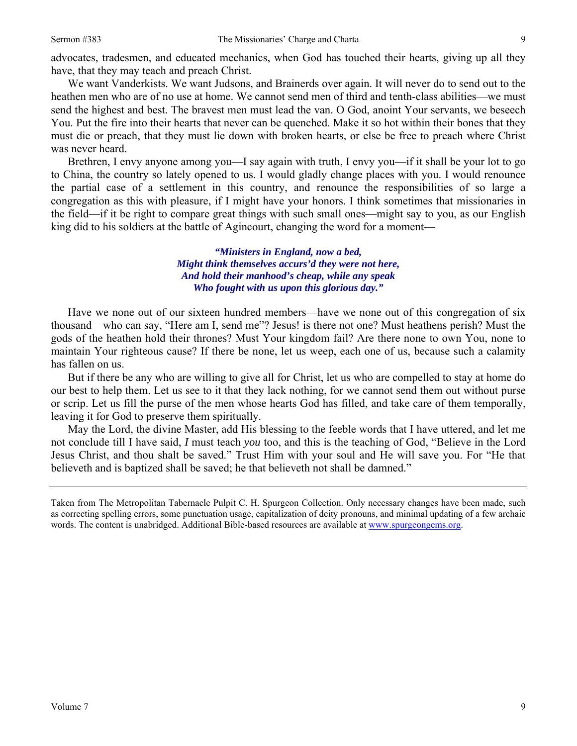advocates, tradesmen, and educated mechanics, when God has touched their hearts, giving up all they have, that they may teach and preach Christ.

We want Vanderkists. We want Judsons, and Brainerds over again. It will never do to send out to the heathen men who are of no use at home. We cannot send men of third and tenth-class abilities—we must send the highest and best. The bravest men must lead the van. O God, anoint Your servants, we beseech You. Put the fire into their hearts that never can be quenched. Make it so hot within their bones that they must die or preach, that they must lie down with broken hearts, or else be free to preach where Christ was never heard.

Brethren, I envy anyone among you—I say again with truth, I envy you—if it shall be your lot to go to China, the country so lately opened to us. I would gladly change places with you. I would renounce the partial case of a settlement in this country, and renounce the responsibilities of so large a congregation as this with pleasure, if I might have your honors. I think sometimes that missionaries in the field—if it be right to compare great things with such small ones—might say to you, as our English king did to his soldiers at the battle of Agincourt, changing the word for a moment—

> ***"Ministers in England, now a bed,***
> ***Might think themselves accurs'd they were not here,***
> ***And hold their manhood's cheap, while any speak***
> ***Who fought with us upon this glorious day."***

Have we none out of our sixteen hundred members—have we none out of this congregation of six thousand—who can say, "Here am I, send me"? Jesus! is there not one? Must heathens perish? Must the gods of the heathen hold their thrones? Must Your kingdom fail? Are there none to own You, none to maintain Your righteous cause? If there be none, let us weep, each one of us, because such a calamity has fallen on us.

But if there be any who are willing to give all for Christ, let us who are compelled to stay at home do our best to help them. Let us see to it that they lack nothing, for we cannot send them out without purse or scrip. Let us fill the purse of the men whose hearts God has filled, and take care of them temporally, leaving it for God to preserve them spiritually.

May the Lord, the divine Master, add His blessing to the feeble words that I have uttered, and let me not conclude till I have said, *I* must teach *you* too, and this is the teaching of God, "Believe in the Lord Jesus Christ, and thou shalt be saved." Trust Him with your soul and He will save you. For "He that believeth and is baptized shall be saved; he that believeth not shall be damned."

---

Taken from The Metropolitan Tabernacle Pulpit C. H. Spurgeon Collection. Only necessary changes have been made, such as correcting spelling errors, some punctuation usage, capitalization of deity pronouns, and minimal updating of a few archaic words. The content is unabridged. Additional Bible-based resources are available at www.spurgeongems.org.